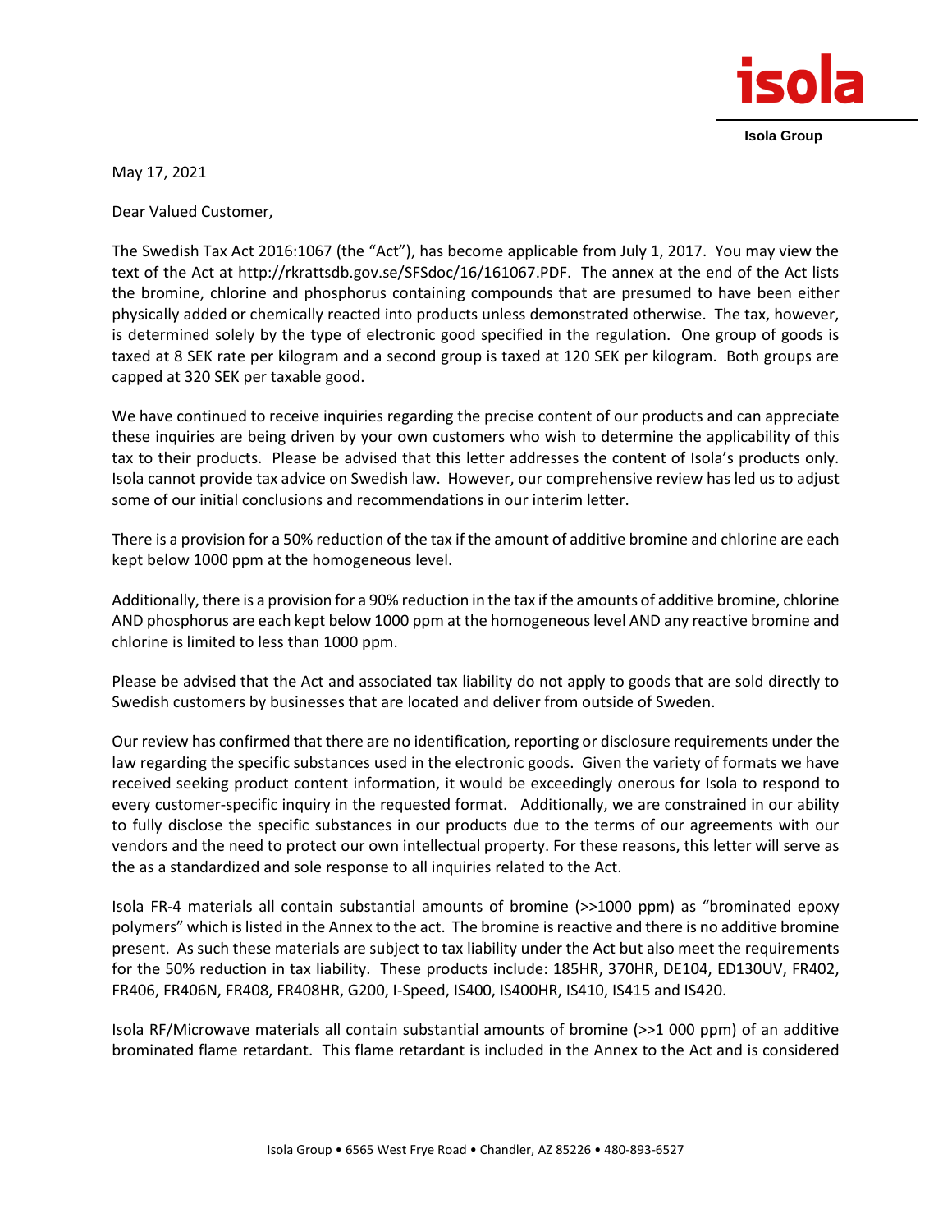isola

**Isola Group**

May 17, 2021

Dear Valued Customer,

The Swedish Tax Act 2016:1067 (the "Act"), has become applicable from July 1, 2017. You may view the text of the Act at http://rkrattsdb.gov.se/SFSdoc/16/161067.PDF. The annex at the end of the Act lists the bromine, chlorine and phosphorus containing compounds that are presumed to have been either physically added or chemically reacted into products unless demonstrated otherwise. The tax, however, is determined solely by the type of electronic good specified in the regulation. One group of goods is taxed at 8 SEK rate per kilogram and a second group is taxed at 120 SEK per kilogram. Both groups are capped at 320 SEK per taxable good.

We have continued to receive inquiries regarding the precise content of our products and can appreciate these inquiries are being driven by your own customers who wish to determine the applicability of this tax to their products. Please be advised that this letter addresses the content of Isola's products only. Isola cannot provide tax advice on Swedish law. However, our comprehensive review has led us to adjust some of our initial conclusions and recommendations in our interim letter.

There is a provision for a 50% reduction of the tax if the amount of additive bromine and chlorine are each kept below 1000 ppm at the homogeneous level.

Additionally, there is a provision for a 90% reduction in the tax if the amounts of additive bromine, chlorine AND phosphorus are each kept below 1000 ppm at the homogeneous level AND any reactive bromine and chlorine is limited to less than 1000 ppm.

Please be advised that the Act and associated tax liability do not apply to goods that are sold directly to Swedish customers by businesses that are located and deliver from outside of Sweden.

Our review has confirmed that there are no identification, reporting or disclosure requirements under the law regarding the specific substances used in the electronic goods. Given the variety of formats we have received seeking product content information, it would be exceedingly onerous for Isola to respond to every customer-specific inquiry in the requested format. Additionally, we are constrained in our ability to fully disclose the specific substances in our products due to the terms of our agreements with our vendors and the need to protect our own intellectual property. For these reasons, this letter will serve as the as a standardized and sole response to all inquiries related to the Act.

Isola FR-4 materials all contain substantial amounts of bromine (>>1000 ppm) as "brominated epoxy polymers" which is listed in the Annex to the act. The bromine is reactive and there is no additive bromine present. As such these materials are subject to tax liability under the Act but also meet the requirements for the 50% reduction in tax liability. These products include: 185HR, 370HR, DE104, ED130UV, FR402, FR406, FR406N, FR408, FR408HR, G200, I-Speed, IS400, IS400HR, IS410, IS415 and IS420.

Isola RF/Microwave materials all contain substantial amounts of bromine (>>1 000 ppm) of an additive brominated flame retardant. This flame retardant is included in the Annex to the Act and is considered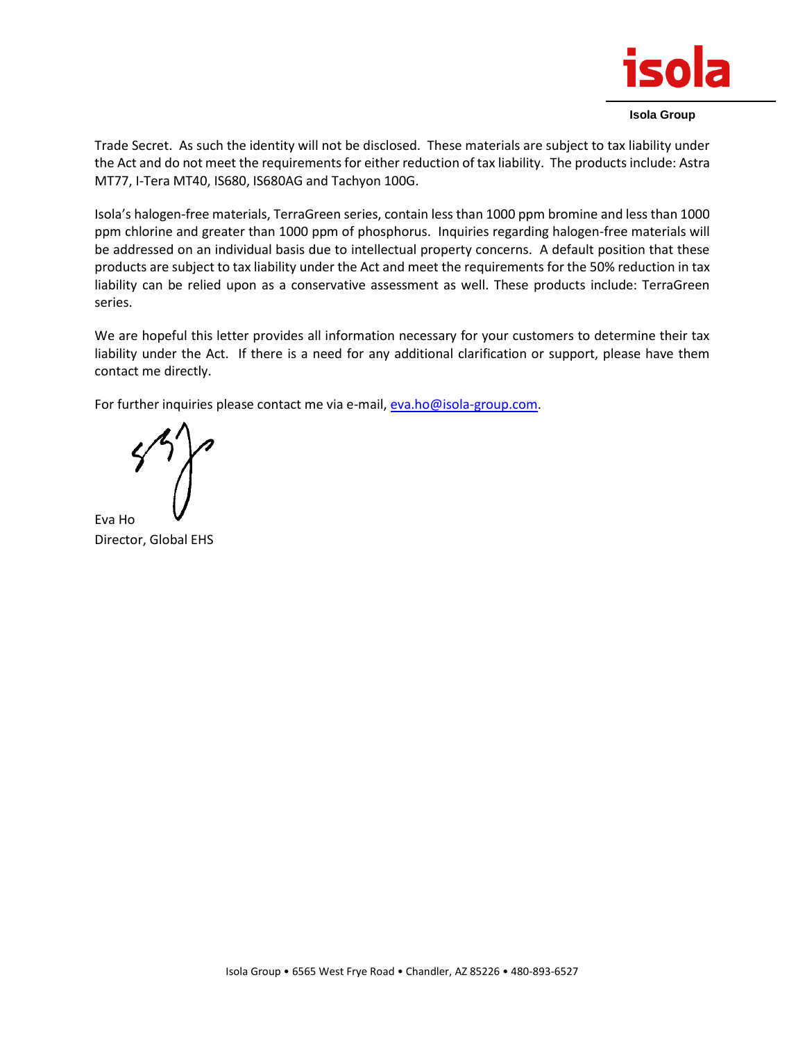Trade Secret. As such the identity will not be disclosed. These materials are subject to tax liability under the Act and do not meet the requirements for either reduction of tax liability. The products include: Astra MT77, I-Tera MT40, IS680, IS680AG and Tachyon 100G.

Isola's halogen-free materials, TerraGreen series, contain less than 1000 ppm bromine and less than 1000 ppm chlorine and greater than 1000 ppm of phosphorus. Inquiries regarding halogen-free materials will be addressed on an individual basis due to intellectual property concerns. A default position that these products are subject to tax liability under the Act and meet the requirements for the 50% reduction in tax liability can be relied upon as a conservative assessment as well. These products include: TerraGreen series.

We are hopeful this letter provides all information necessary for your customers to determine their tax liability under the Act. If there is a need for any additional clarification or support, please have them contact me directly.

For further inquiries please contact me via e-mail, eva.ho@isola-group.com.

Eva Ho
Director, Global EHS